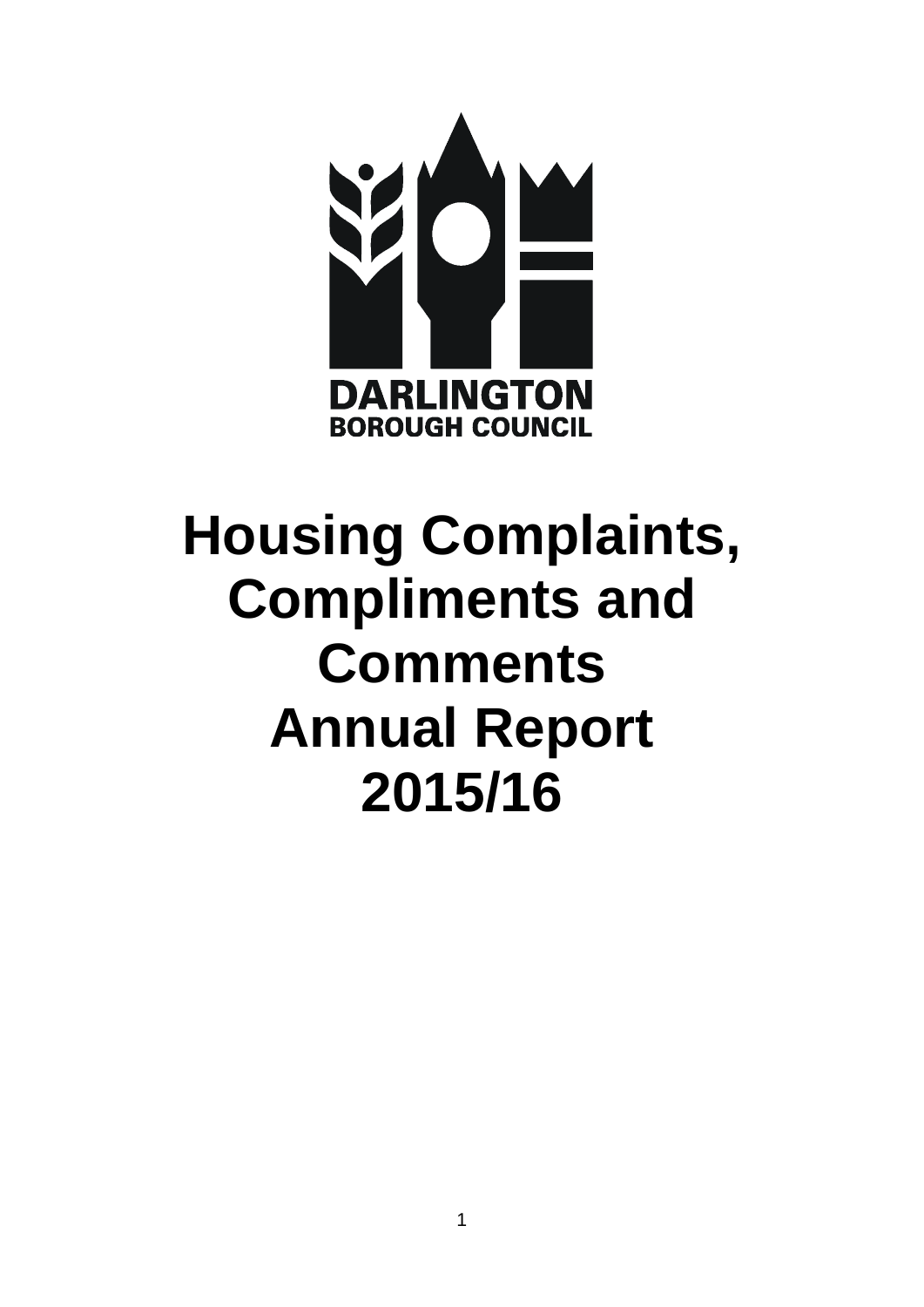DARLINGTON
BOROUGH COUNCIL

# Housing Complaints, Compliments and Comments Annual Report 2015/16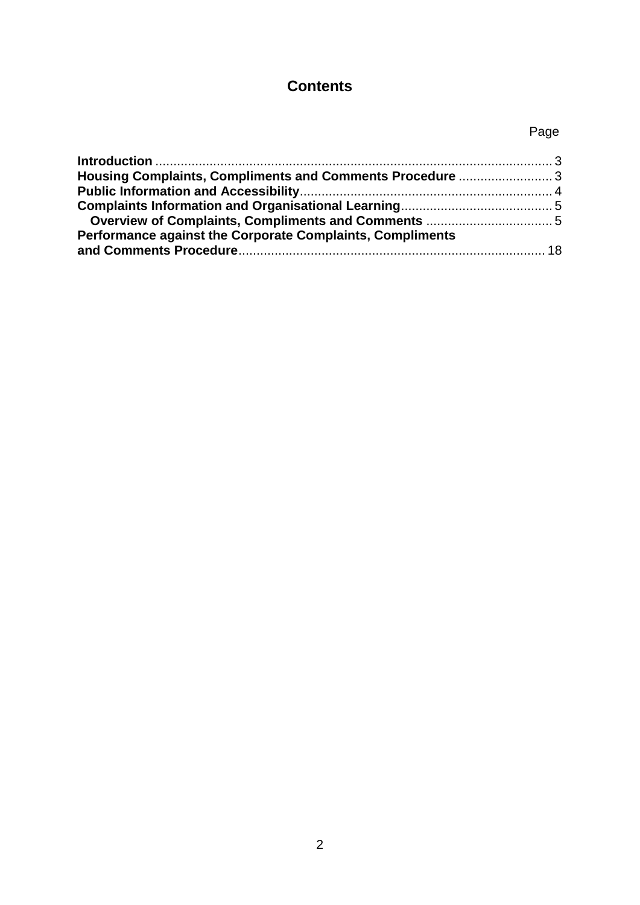# Contents

| | Page |
|---|---|
| **Introduction** | 3 |
| **Housing Complaints, Compliments and Comments Procedure** | 3 |
| **Public Information and Accessibility** | 4 |
| **Complaints Information and Organisational Learning** | 5 |
| &nbsp;&nbsp;&nbsp;**Overview of Complaints, Compliments and Comments** | 5 |
| **Performance against the Corporate Complaints, Compliments and Comments Procedure** | 18 |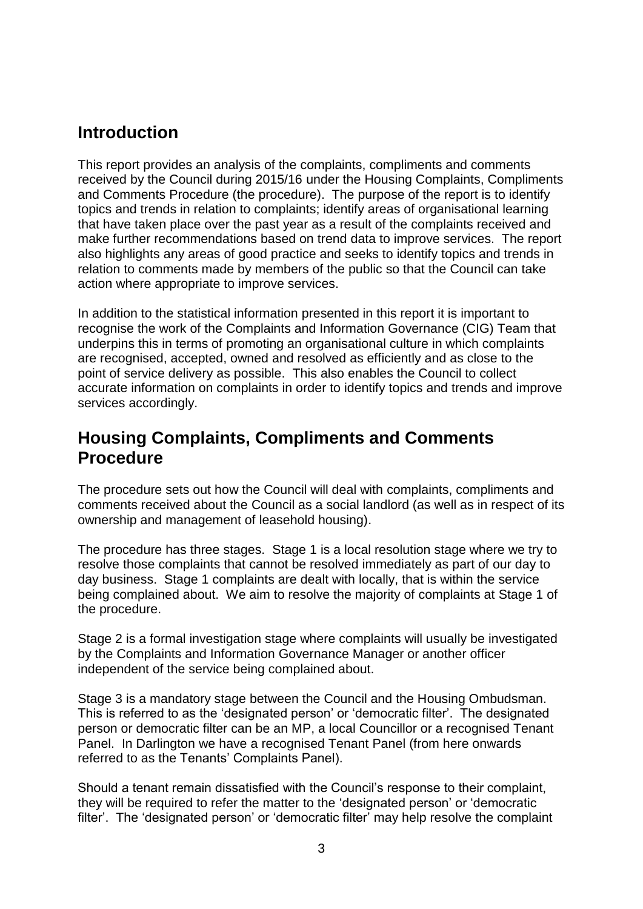## Introduction

This report provides an analysis of the complaints, compliments and comments received by the Council during 2015/16 under the Housing Complaints, Compliments and Comments Procedure (the procedure). The purpose of the report is to identify topics and trends in relation to complaints; identify areas of organisational learning that have taken place over the past year as a result of the complaints received and make further recommendations based on trend data to improve services. The report also highlights any areas of good practice and seeks to identify topics and trends in relation to comments made by members of the public so that the Council can take action where appropriate to improve services.

In addition to the statistical information presented in this report it is important to recognise the work of the Complaints and Information Governance (CIG) Team that underpins this in terms of promoting an organisational culture in which complaints are recognised, accepted, owned and resolved as efficiently and as close to the point of service delivery as possible. This also enables the Council to collect accurate information on complaints in order to identify topics and trends and improve services accordingly.

## Housing Complaints, Compliments and Comments Procedure

The procedure sets out how the Council will deal with complaints, compliments and comments received about the Council as a social landlord (as well as in respect of its ownership and management of leasehold housing).

The procedure has three stages. Stage 1 is a local resolution stage where we try to resolve those complaints that cannot be resolved immediately as part of our day to day business. Stage 1 complaints are dealt with locally, that is within the service being complained about. We aim to resolve the majority of complaints at Stage 1 of the procedure.

Stage 2 is a formal investigation stage where complaints will usually be investigated by the Complaints and Information Governance Manager or another officer independent of the service being complained about.

Stage 3 is a mandatory stage between the Council and the Housing Ombudsman. This is referred to as the 'designated person' or 'democratic filter'. The designated person or democratic filter can be an MP, a local Councillor or a recognised Tenant Panel. In Darlington we have a recognised Tenant Panel (from here onwards referred to as the Tenants' Complaints Panel).

Should a tenant remain dissatisfied with the Council's response to their complaint, they will be required to refer the matter to the 'designated person' or 'democratic filter'. The 'designated person' or 'democratic filter' may help resolve the complaint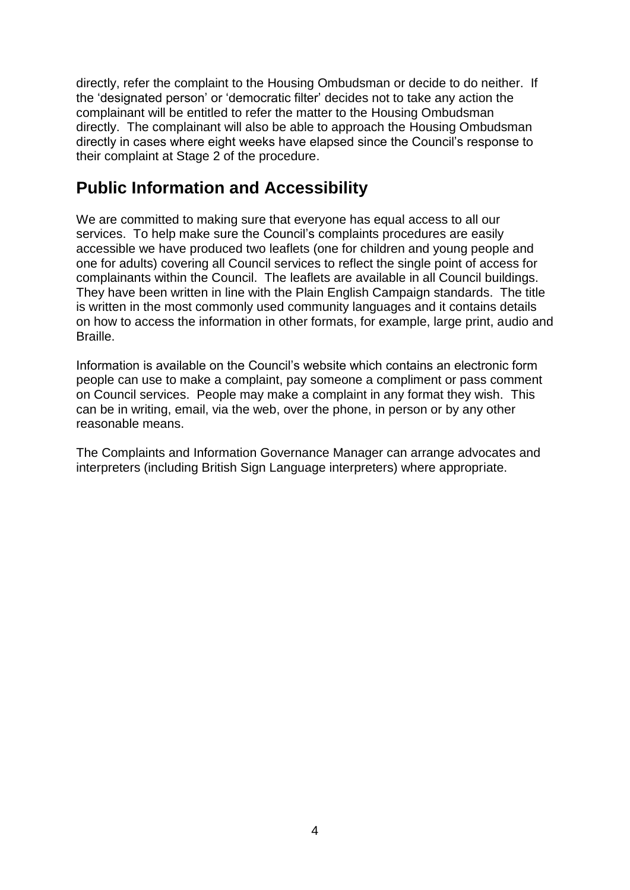directly, refer the complaint to the Housing Ombudsman or decide to do neither. If the 'designated person' or 'democratic filter' decides not to take any action the complainant will be entitled to refer the matter to the Housing Ombudsman directly. The complainant will also be able to approach the Housing Ombudsman directly in cases where eight weeks have elapsed since the Council's response to their complaint at Stage 2 of the procedure.

## Public Information and Accessibility

We are committed to making sure that everyone has equal access to all our services. To help make sure the Council's complaints procedures are easily accessible we have produced two leaflets (one for children and young people and one for adults) covering all Council services to reflect the single point of access for complainants within the Council. The leaflets are available in all Council buildings. They have been written in line with the Plain English Campaign standards. The title is written in the most commonly used community languages and it contains details on how to access the information in other formats, for example, large print, audio and Braille.

Information is available on the Council's website which contains an electronic form people can use to make a complaint, pay someone a compliment or pass comment on Council services. People may make a complaint in any format they wish. This can be in writing, email, via the web, over the phone, in person or by any other reasonable means.

The Complaints and Information Governance Manager can arrange advocates and interpreters (including British Sign Language interpreters) where appropriate.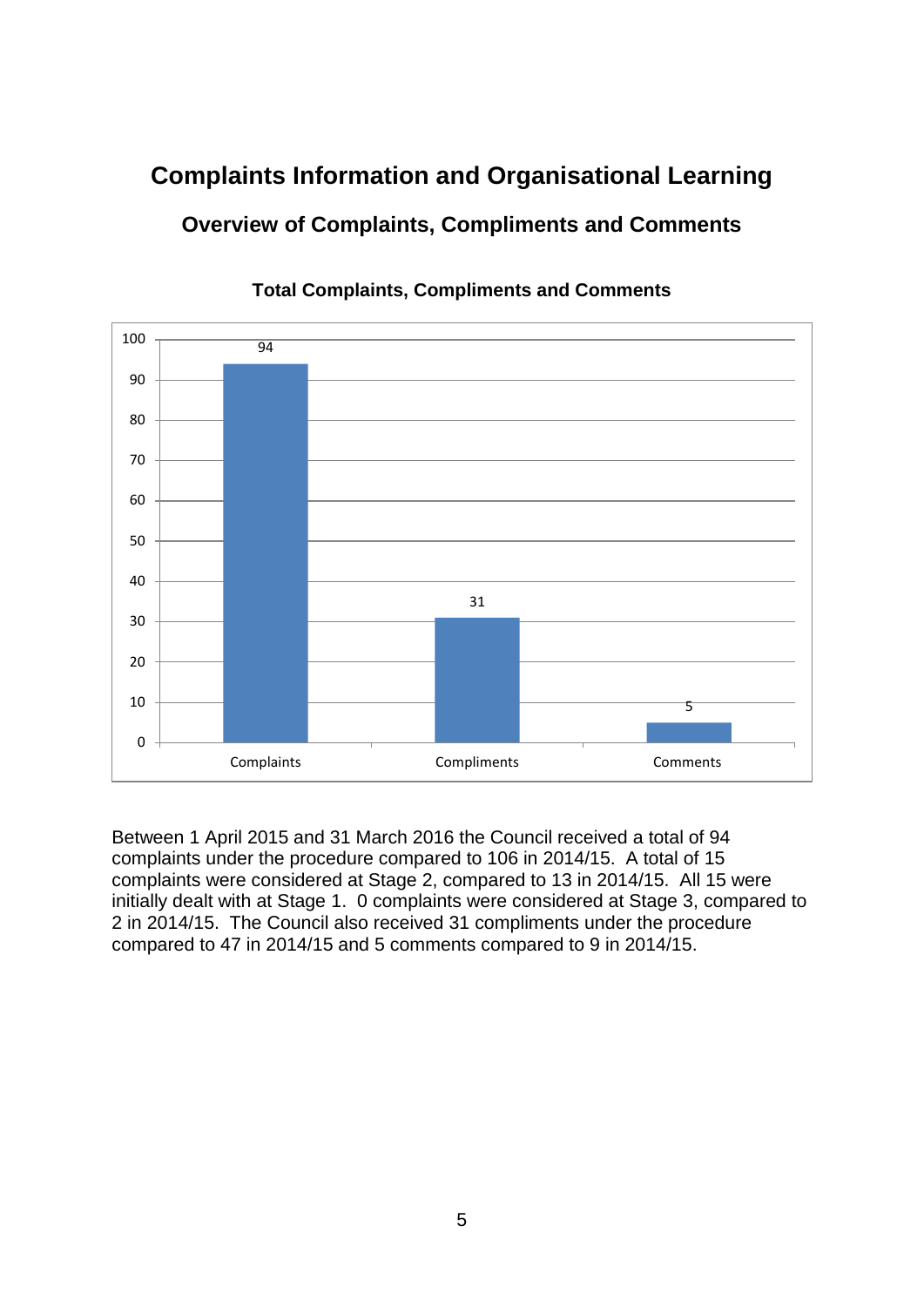# Complaints Information and Organisational Learning

## Overview of Complaints, Compliments and Comments

**Total Complaints, Compliments and Comments**

| Category | Total |
|---|---|
| Complaints | 94 |
| Compliments | 31 |
| Comments | 5 |

Between 1 April 2015 and 31 March 2016 the Council received a total of 94 complaints under the procedure compared to 106 in 2014/15. A total of 15 complaints were considered at Stage 2, compared to 13 in 2014/15. All 15 were initially dealt with at Stage 1. 0 complaints were considered at Stage 3, compared to 2 in 2014/15. The Council also received 31 compliments under the procedure compared to 47 in 2014/15 and 5 comments compared to 9 in 2014/15.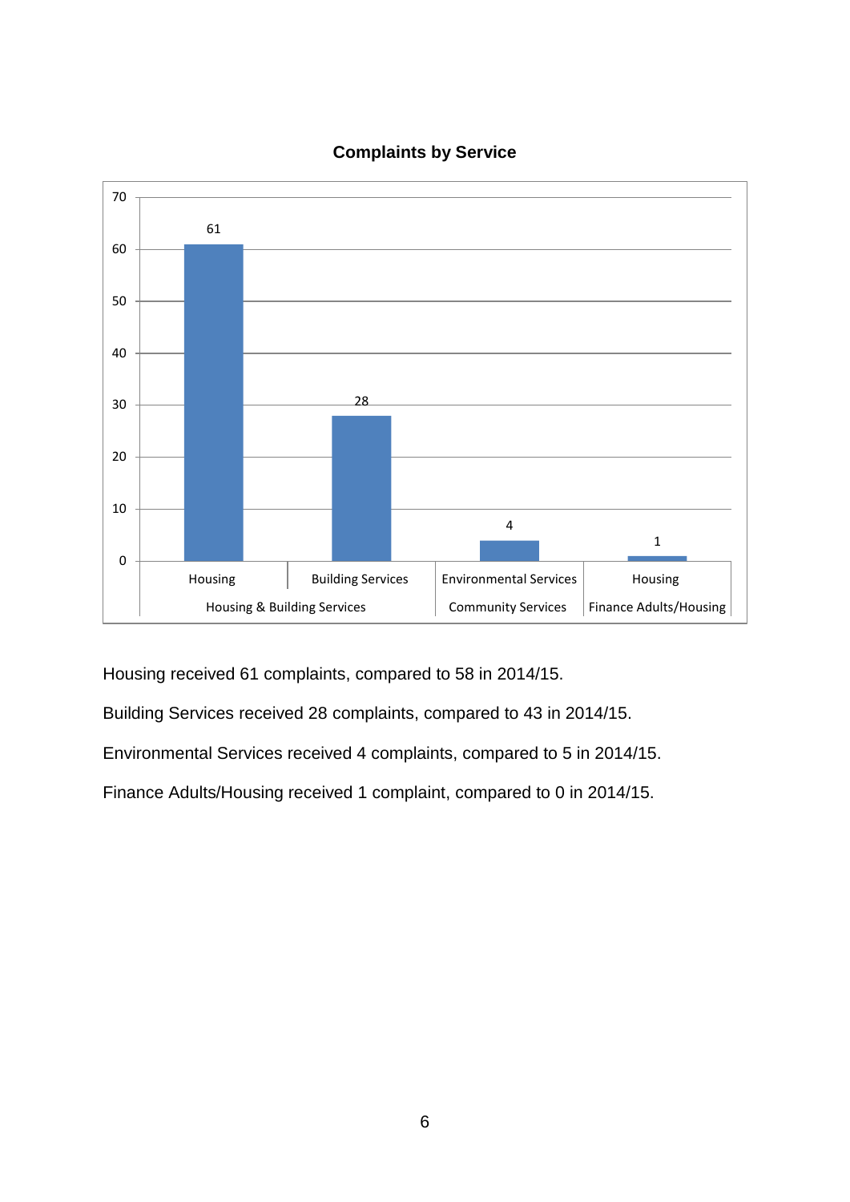**Complaints by Service**

| Directorate | Service | Complaints |
|---|---|---|
| Housing & Building Services | Housing | 61 |
| Housing & Building Services | Building Services | 28 |
| Community Services | Environmental Services | 4 |
| Finance Adults/Housing | Housing | 1 |

Housing received 61 complaints, compared to 58 in 2014/15.

Building Services received 28 complaints, compared to 43 in 2014/15.

Environmental Services received 4 complaints, compared to 5 in 2014/15.

Finance Adults/Housing received 1 complaint, compared to 0 in 2014/15.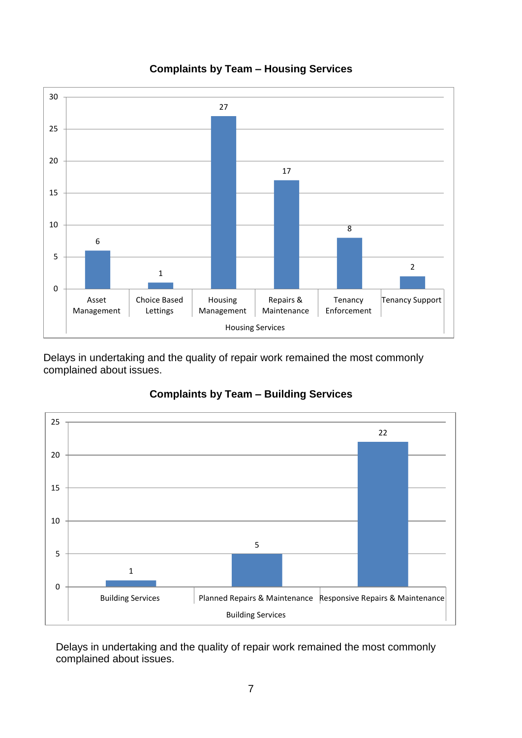**Complaints by Team – Housing Services**

| Housing Services | Complaints |
|---|---|
| Asset Management | 6 |
| Choice Based Lettings | 1 |
| Housing Management | 27 |
| Repairs & Maintenance | 17 |
| Tenancy Enforcement | 8 |
| Tenancy Support | 2 |

Delays in undertaking and the quality of repair work remained the most commonly complained about issues.

**Complaints by Team – Building Services**

| Building Services | Complaints |
|---|---|
| Building Services | 1 |
| Planned Repairs & Maintenance | 5 |
| Responsive Repairs & Maintenance | 22 |

Delays in undertaking and the quality of repair work remained the most commonly complained about issues.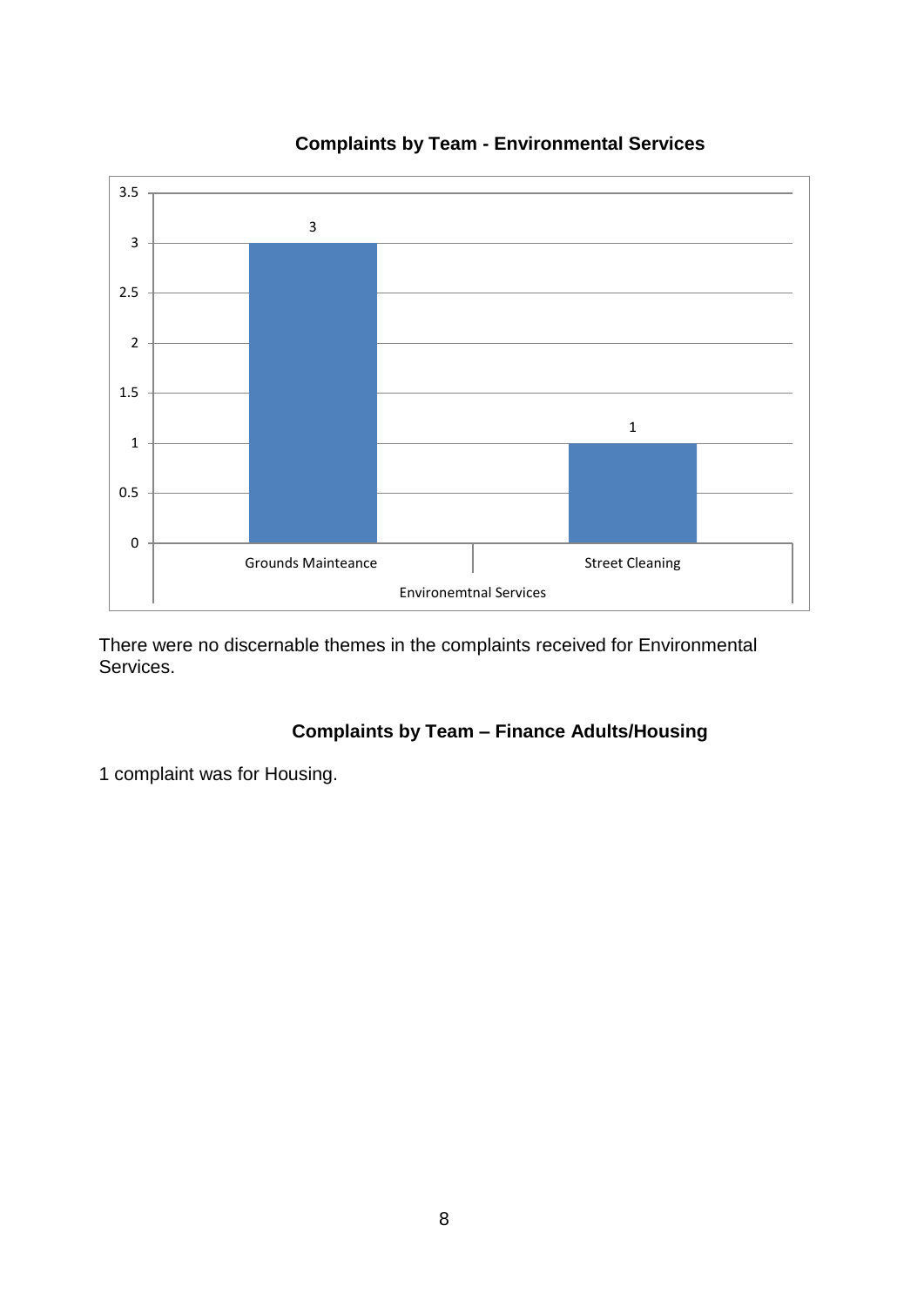**Complaints by Team - Environmental Services**

| Environemtnal Services | Complaints |
|---|---|
| Grounds Mainteance | 3 |
| Street Cleaning | 1 |

There were no discernable themes in the complaints received for Environmental Services.

**Complaints by Team – Finance Adults/Housing**

1 complaint was for Housing.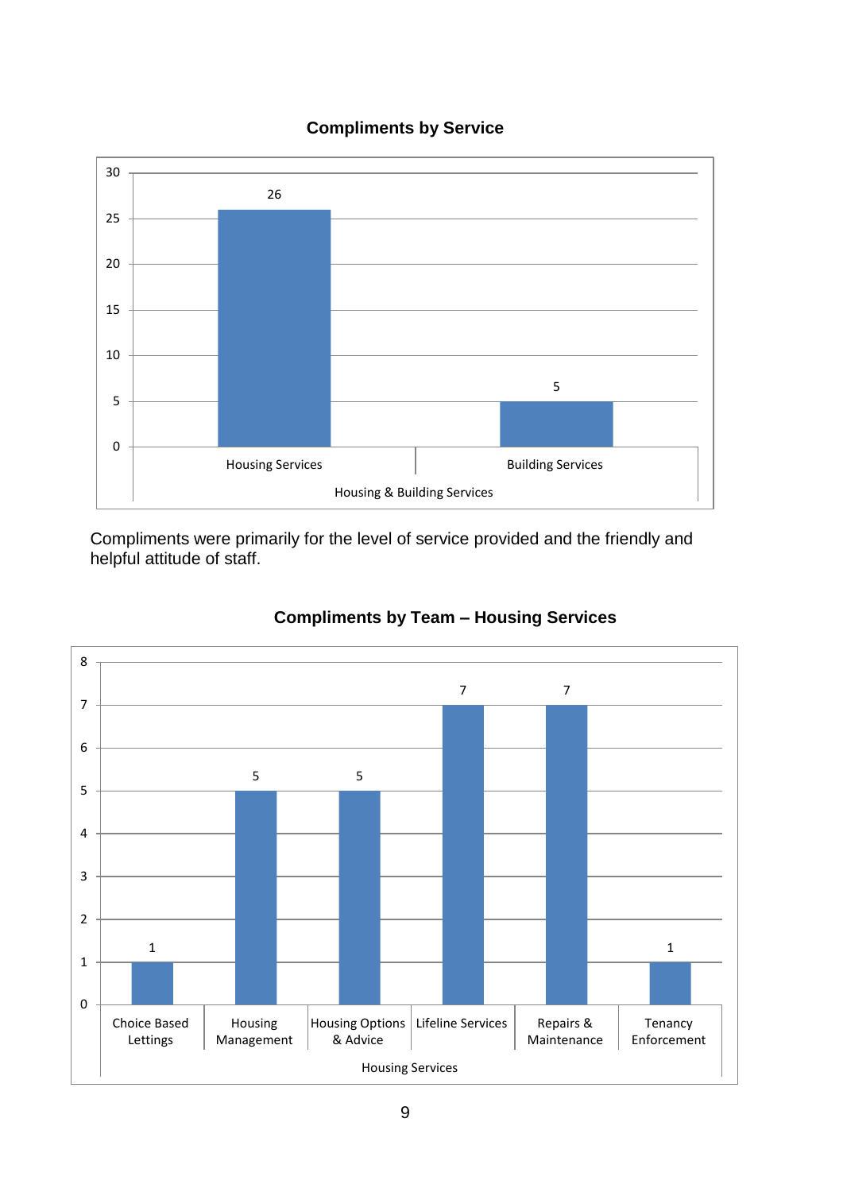**Compliments by Service**

| Housing & Building Services | Compliments |
|---|---|
| Housing Services | 26 |
| Building Services | 5 |

Compliments were primarily for the level of service provided and the friendly and helpful attitude of staff.

**Compliments by Team – Housing Services**

| Housing Services | Compliments |
|---|---|
| Choice Based Lettings | 1 |
| Housing Management | 5 |
| Housing Options & Advice | 5 |
| Lifeline Services | 7 |
| Repairs & Maintenance | 7 |
| Tenancy Enforcement | 1 |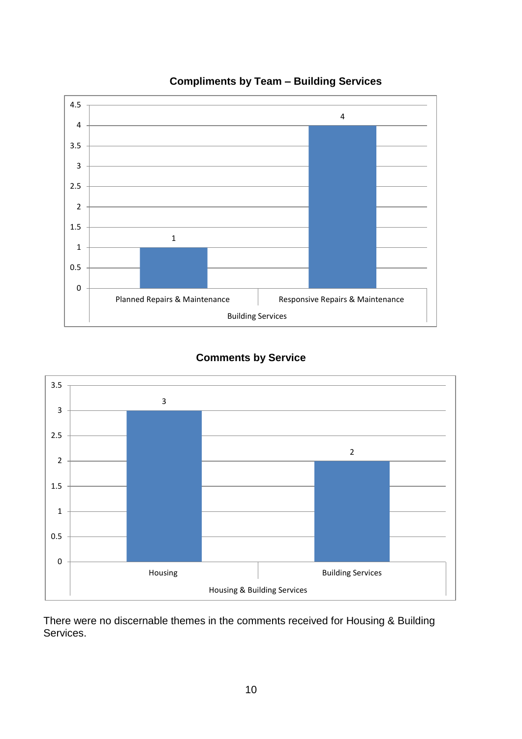**Compliments by Team – Building Services**

| Building Services | Compliments |
|---|---|
| Planned Repairs & Maintenance | 1 |
| Responsive Repairs & Maintenance | 4 |

**Comments by Service**

| Housing & Building Services | Comments |
|---|---|
| Housing | 3 |
| Building Services | 2 |

There were no discernable themes in the comments received for Housing & Building Services.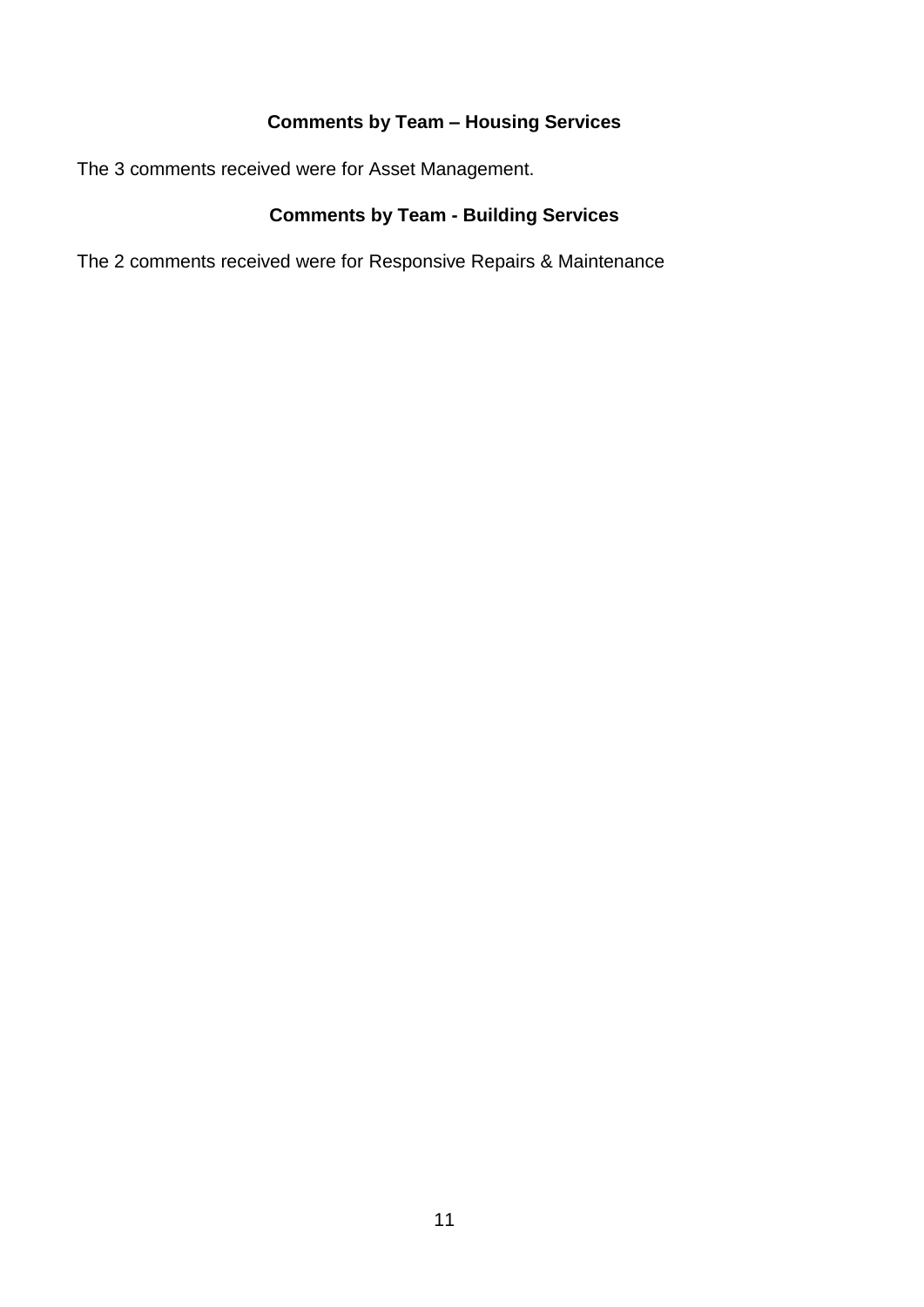## Comments by Team – Housing Services

The 3 comments received were for Asset Management.

## Comments by Team - Building Services

The 2 comments received were for Responsive Repairs & Maintenance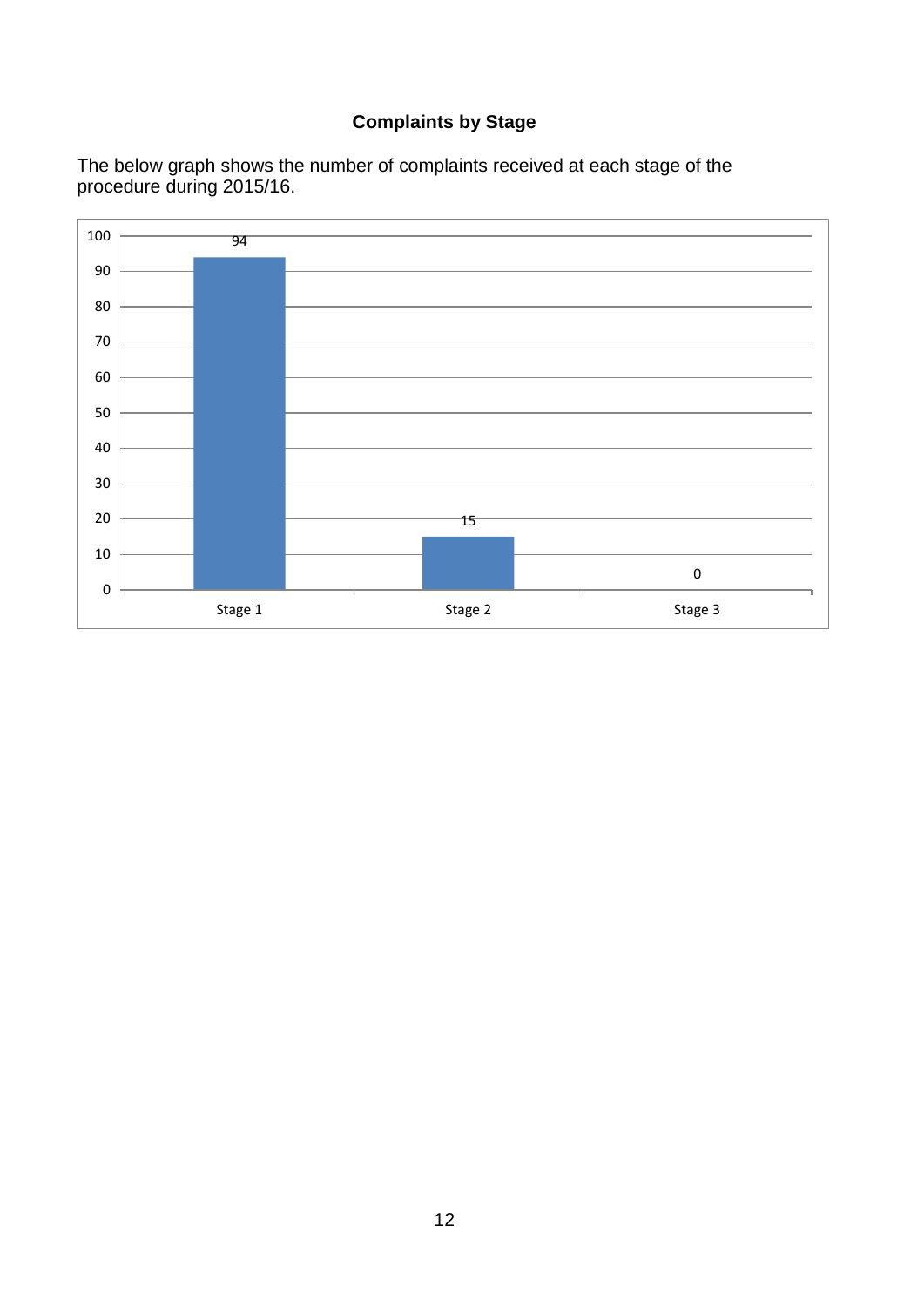**Complaints by Stage**

The below graph shows the number of complaints received at each stage of the procedure during 2015/16.

| Stage | Number of complaints |
|---|---|
| Stage 1 | 94 |
| Stage 2 | 15 |
| Stage 3 | 0 |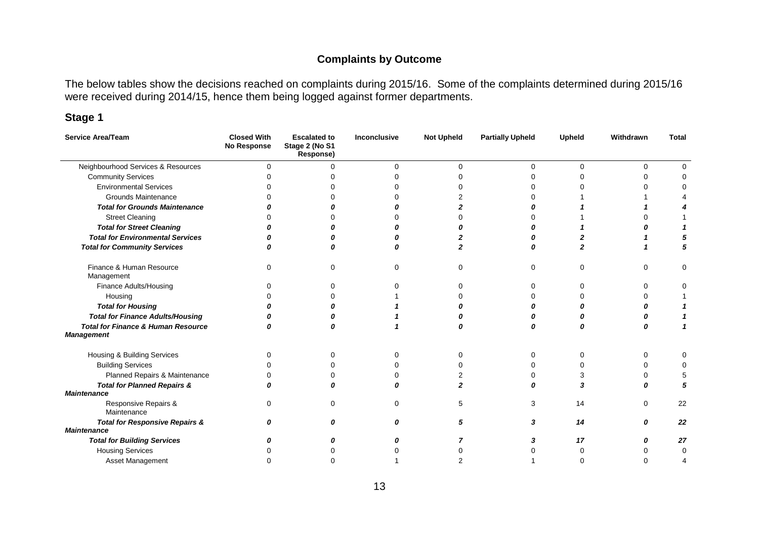## Complaints by Outcome

The below tables show the decisions reached on complaints during 2015/16. Some of the complaints determined during 2015/16 were received during 2014/15, hence them being logged against former departments.

### Stage 1

| Service Area/Team | Closed With No Response | Escalated to Stage 2 (No S1 Response) | Inconclusive | Not Upheld | Partially Upheld | Upheld | Withdrawn | Total |
|---|---|---|---|---|---|---|---|---|
| Neighbourhood Services & Resources | 0 | 0 | 0 | 0 | 0 | 0 | 0 | 0 |
| Community Services | 0 | 0 | 0 | 0 | 0 | 0 | 0 | 0 |
| Environmental Services | 0 | 0 | 0 | 0 | 0 | 0 | 0 | 0 |
| Grounds Maintenance | 0 | 0 | 0 | 2 | 0 | 1 | 1 | 4 |
| ***Total for Grounds Maintenance*** | ***0*** | ***0*** | ***0*** | ***2*** | ***0*** | ***1*** | ***1*** | ***4*** |
| Street Cleaning | 0 | 0 | 0 | 0 | 0 | 1 | 0 | 1 |
| ***Total for Street Cleaning*** | ***0*** | ***0*** | ***0*** | ***0*** | ***0*** | ***1*** | ***0*** | ***1*** |
| ***Total for Environmental Services*** | ***0*** | ***0*** | ***0*** | ***2*** | ***0*** | ***2*** | ***1*** | ***5*** |
| ***Total for Community Services*** | ***0*** | ***0*** | ***0*** | ***2*** | ***0*** | ***2*** | ***1*** | ***5*** |
| Finance & Human Resource Management | 0 | 0 | 0 | 0 | 0 | 0 | 0 | 0 |
| Finance Adults/Housing | 0 | 0 | 0 | 0 | 0 | 0 | 0 | 0 |
| Housing | 0 | 0 | 1 | 0 | 0 | 0 | 0 | 1 |
| ***Total for Housing*** | ***0*** | ***0*** | ***1*** | ***0*** | ***0*** | ***0*** | ***0*** | ***1*** |
| ***Total for Finance Adults/Housing*** | ***0*** | ***0*** | ***1*** | ***0*** | ***0*** | ***0*** | ***0*** | ***1*** |
| ***Total for Finance & Human Resource Management*** | ***0*** | ***0*** | ***1*** | ***0*** | ***0*** | ***0*** | ***0*** | ***1*** |
| Housing & Building Services | 0 | 0 | 0 | 0 | 0 | 0 | 0 | 0 |
| Building Services | 0 | 0 | 0 | 0 | 0 | 0 | 0 | 0 |
| Planned Repairs & Maintenance | 0 | 0 | 0 | 2 | 0 | 3 | 0 | 5 |
| ***Total for Planned Repairs & Maintenance*** | ***0*** | ***0*** | ***0*** | ***2*** | ***0*** | ***3*** | ***0*** | ***5*** |
| Responsive Repairs & Maintenance | 0 | 0 | 0 | 5 | 3 | 14 | 0 | 22 |
| ***Total for Responsive Repairs & Maintenance*** | ***0*** | ***0*** | ***0*** | ***5*** | ***3*** | ***14*** | ***0*** | ***22*** |
| ***Total for Building Services*** | ***0*** | ***0*** | ***0*** | ***7*** | ***3*** | ***17*** | ***0*** | ***27*** |
| Housing Services | 0 | 0 | 0 | 0 | 0 | 0 | 0 | 0 |
| Asset Management | 0 | 0 | 1 | 2 | 1 | 0 | 0 | 4 |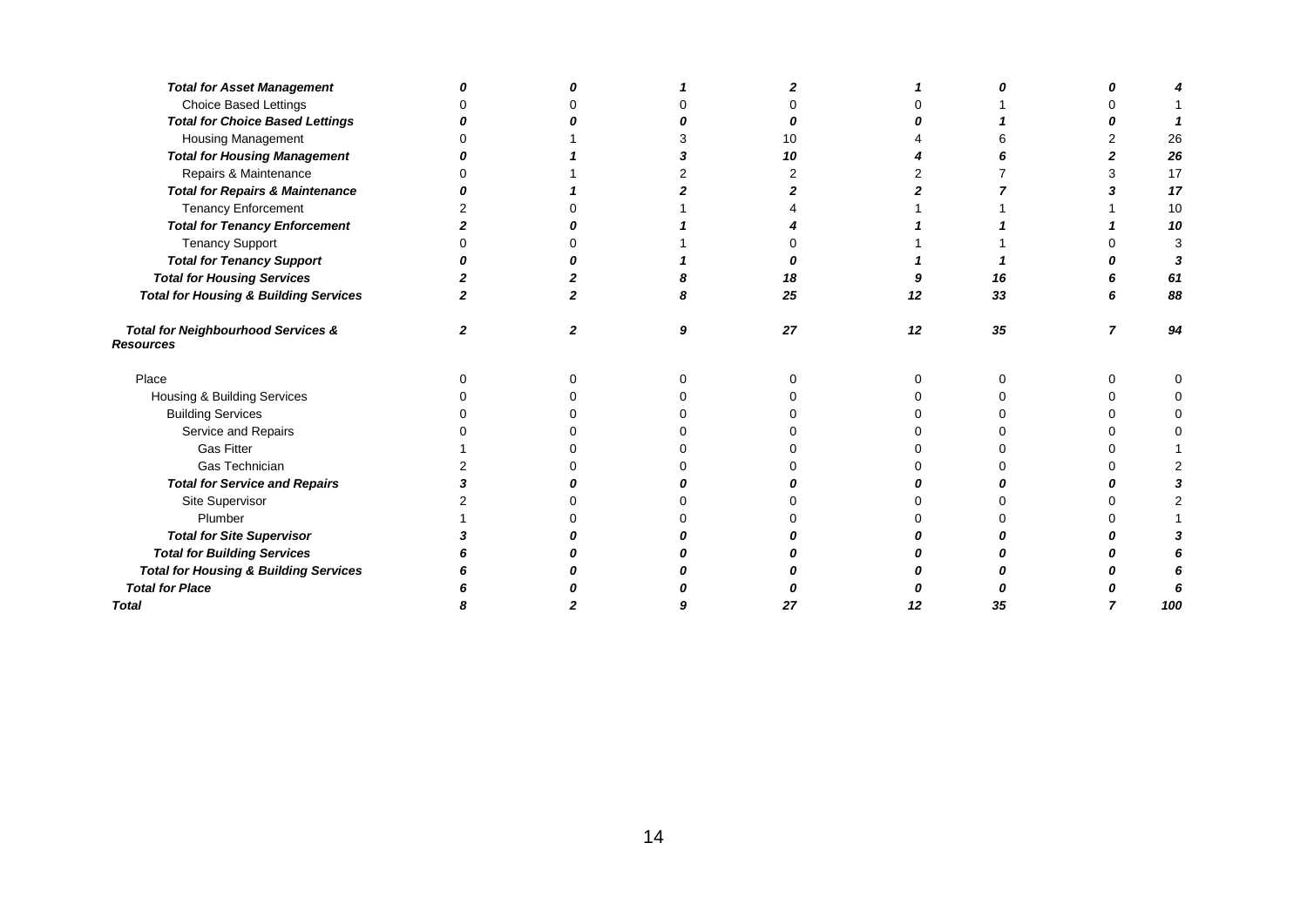| | | | | | | | | |
|---|---|---|---|---|---|---|---|---|
| ***Total for Asset Management*** | ***0*** | ***0*** | ***1*** | ***2*** | ***1*** | ***0*** | ***0*** | ***4*** |
| Choice Based Lettings | 0 | 0 | 0 | 0 | 0 | 1 | 0 | 1 |
| ***Total for Choice Based Lettings*** | ***0*** | ***0*** | ***0*** | ***0*** | ***0*** | ***1*** | ***0*** | ***1*** |
| Housing Management | 0 | 1 | 3 | 10 | 4 | 6 | 2 | 26 |
| ***Total for Housing Management*** | ***0*** | ***1*** | ***3*** | ***10*** | ***4*** | ***6*** | ***2*** | ***26*** |
| Repairs & Maintenance | 0 | 1 | 2 | 2 | 2 | 7 | 3 | 17 |
| ***Total for Repairs & Maintenance*** | ***0*** | ***1*** | ***2*** | ***2*** | ***2*** | ***7*** | ***3*** | ***17*** |
| Tenancy Enforcement | 2 | 0 | 1 | 4 | 1 | 1 | 1 | 10 |
| ***Total for Tenancy Enforcement*** | ***2*** | ***0*** | ***1*** | ***4*** | ***1*** | ***1*** | ***1*** | ***10*** |
| Tenancy Support | 0 | 0 | 1 | 0 | 1 | 1 | 0 | 3 |
| ***Total for Tenancy Support*** | ***0*** | ***0*** | ***1*** | ***0*** | ***1*** | ***1*** | ***0*** | ***3*** |
| ***Total for Housing Services*** | ***2*** | ***2*** | ***8*** | ***18*** | ***9*** | ***16*** | ***6*** | ***61*** |
| ***Total for Housing & Building Services*** | ***2*** | ***2*** | ***8*** | ***25*** | ***12*** | ***33*** | ***6*** | ***88*** |
| ***Total for Neighbourhood Services & Resources*** | ***2*** | ***2*** | ***9*** | ***27*** | ***12*** | ***35*** | ***7*** | ***94*** |
| Place | 0 | 0 | 0 | 0 | 0 | 0 | 0 | 0 |
| Housing & Building Services | 0 | 0 | 0 | 0 | 0 | 0 | 0 | 0 |
| Building Services | 0 | 0 | 0 | 0 | 0 | 0 | 0 | 0 |
| Service and Repairs | 0 | 0 | 0 | 0 | 0 | 0 | 0 | 0 |
| Gas Fitter | 1 | 0 | 0 | 0 | 0 | 0 | 0 | 1 |
| Gas Technician | 2 | 0 | 0 | 0 | 0 | 0 | 0 | 2 |
| ***Total for Service and Repairs*** | ***3*** | ***0*** | ***0*** | ***0*** | ***0*** | ***0*** | ***0*** | ***3*** |
| Site Supervisor | 2 | 0 | 0 | 0 | 0 | 0 | 0 | 2 |
| Plumber | 1 | 0 | 0 | 0 | 0 | 0 | 0 | 1 |
| ***Total for Site Supervisor*** | ***3*** | ***0*** | ***0*** | ***0*** | ***0*** | ***0*** | ***0*** | ***3*** |
| ***Total for Building Services*** | ***6*** | ***0*** | ***0*** | ***0*** | ***0*** | ***0*** | ***0*** | ***6*** |
| ***Total for Housing & Building Services*** | ***6*** | ***0*** | ***0*** | ***0*** | ***0*** | ***0*** | ***0*** | ***6*** |
| ***Total for Place*** | ***6*** | ***0*** | ***0*** | ***0*** | ***0*** | ***0*** | ***0*** | ***6*** |
| ***Total*** | ***8*** | ***2*** | ***9*** | ***27*** | ***12*** | ***35*** | ***7*** | ***100*** |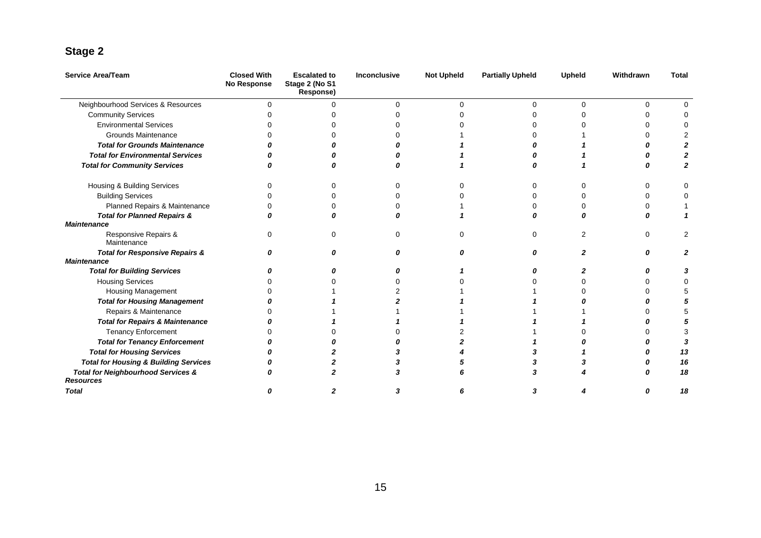## Stage 2

| Service Area/Team | Closed With No Response | Escalated to Stage 2 (No S1 Response) | Inconclusive | Not Upheld | Partially Upheld | Upheld | Withdrawn | Total |
|---|---|---|---|---|---|---|---|---|
| Neighbourhood Services & Resources | 0 | 0 | 0 | 0 | 0 | 0 | 0 | 0 |
| Community Services | 0 | 0 | 0 | 0 | 0 | 0 | 0 | 0 |
| Environmental Services | 0 | 0 | 0 | 0 | 0 | 0 | 0 | 0 |
| Grounds Maintenance | 0 | 0 | 0 | 1 | 0 | 1 | 0 | 2 |
| ***Total for Grounds Maintenance*** | ***0*** | ***0*** | ***0*** | ***1*** | ***0*** | ***1*** | ***0*** | ***2*** |
| ***Total for Environmental Services*** | ***0*** | ***0*** | ***0*** | ***1*** | ***0*** | ***1*** | ***0*** | ***2*** |
| ***Total for Community Services*** | ***0*** | ***0*** | ***0*** | ***1*** | ***0*** | ***1*** | ***0*** | ***2*** |
| Housing & Building Services | 0 | 0 | 0 | 0 | 0 | 0 | 0 | 0 |
| Building Services | 0 | 0 | 0 | 0 | 0 | 0 | 0 | 0 |
| Planned Repairs & Maintenance | 0 | 0 | 0 | 1 | 0 | 0 | 0 | 1 |
| ***Total for Planned Repairs & Maintenance*** | ***0*** | ***0*** | ***0*** | ***1*** | ***0*** | ***0*** | ***0*** | ***1*** |
| Responsive Repairs & Maintenance | 0 | 0 | 0 | 0 | 0 | 2 | 0 | 2 |
| ***Total for Responsive Repairs & Maintenance*** | ***0*** | ***0*** | ***0*** | ***0*** | ***0*** | ***2*** | ***0*** | ***2*** |
| ***Total for Building Services*** | ***0*** | ***0*** | ***0*** | ***1*** | ***0*** | ***2*** | ***0*** | ***3*** |
| Housing Services | 0 | 0 | 0 | 0 | 0 | 0 | 0 | 0 |
| Housing Management | 0 | 1 | 2 | 1 | 1 | 0 | 0 | 5 |
| ***Total for Housing Management*** | ***0*** | ***1*** | ***2*** | ***1*** | ***1*** | ***0*** | ***0*** | ***5*** |
| Repairs & Maintenance | 0 | 1 | 1 | 1 | 1 | 1 | 0 | 5 |
| ***Total for Repairs & Maintenance*** | ***0*** | ***1*** | ***1*** | ***1*** | ***1*** | ***1*** | ***0*** | ***5*** |
| Tenancy Enforcement | 0 | 0 | 0 | 2 | 1 | 0 | 0 | 3 |
| ***Total for Tenancy Enforcement*** | ***0*** | ***0*** | ***0*** | ***2*** | ***1*** | ***0*** | ***0*** | ***3*** |
| ***Total for Housing Services*** | ***0*** | ***2*** | ***3*** | ***4*** | ***3*** | ***1*** | ***0*** | ***13*** |
| ***Total for Housing & Building Services*** | ***0*** | ***2*** | ***3*** | ***5*** | ***3*** | ***3*** | ***0*** | ***16*** |
| ***Total for Neighbourhood Services & Resources*** | ***0*** | ***2*** | ***3*** | ***6*** | ***3*** | ***4*** | ***0*** | ***18*** |
| ***Total*** | ***0*** | ***2*** | ***3*** | ***6*** | ***3*** | ***4*** | ***0*** | ***18*** |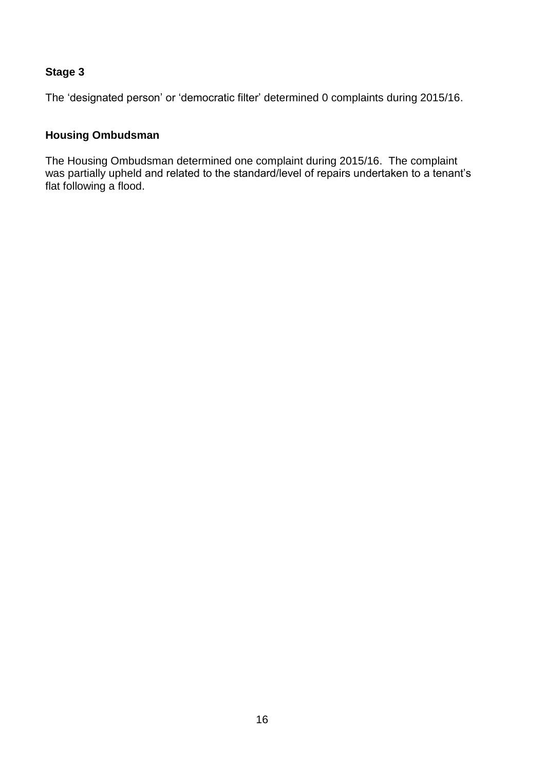### Stage 3

The 'designated person' or 'democratic filter' determined 0 complaints during 2015/16.

### Housing Ombudsman

The Housing Ombudsman determined one complaint during 2015/16. The complaint was partially upheld and related to the standard/level of repairs undertaken to a tenant's flat following a flood.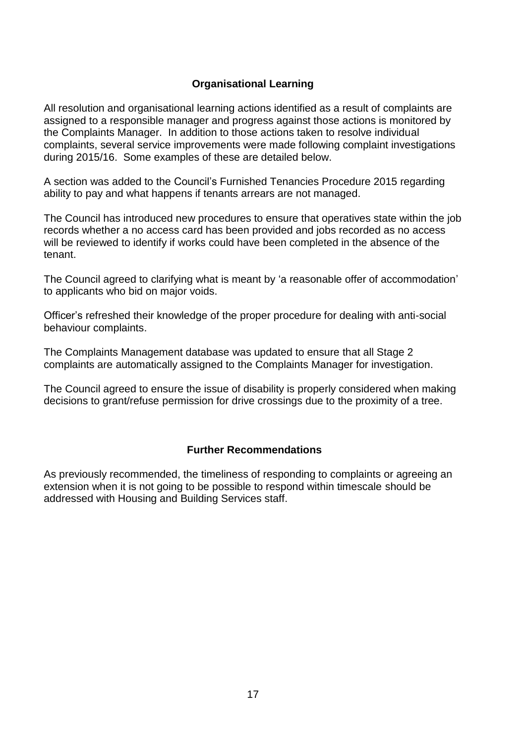## Organisational Learning

All resolution and organisational learning actions identified as a result of complaints are assigned to a responsible manager and progress against those actions is monitored by the Complaints Manager. In addition to those actions taken to resolve individual complaints, several service improvements were made following complaint investigations during 2015/16. Some examples of these are detailed below.

A section was added to the Council's Furnished Tenancies Procedure 2015 regarding ability to pay and what happens if tenants arrears are not managed.

The Council has introduced new procedures to ensure that operatives state within the job records whether a no access card has been provided and jobs recorded as no access will be reviewed to identify if works could have been completed in the absence of the tenant.

The Council agreed to clarifying what is meant by 'a reasonable offer of accommodation' to applicants who bid on major voids.

Officer's refreshed their knowledge of the proper procedure for dealing with anti-social behaviour complaints.

The Complaints Management database was updated to ensure that all Stage 2 complaints are automatically assigned to the Complaints Manager for investigation.

The Council agreed to ensure the issue of disability is properly considered when making decisions to grant/refuse permission for drive crossings due to the proximity of a tree.

## Further Recommendations

As previously recommended, the timeliness of responding to complaints or agreeing an extension when it is not going to be possible to respond within timescale should be addressed with Housing and Building Services staff.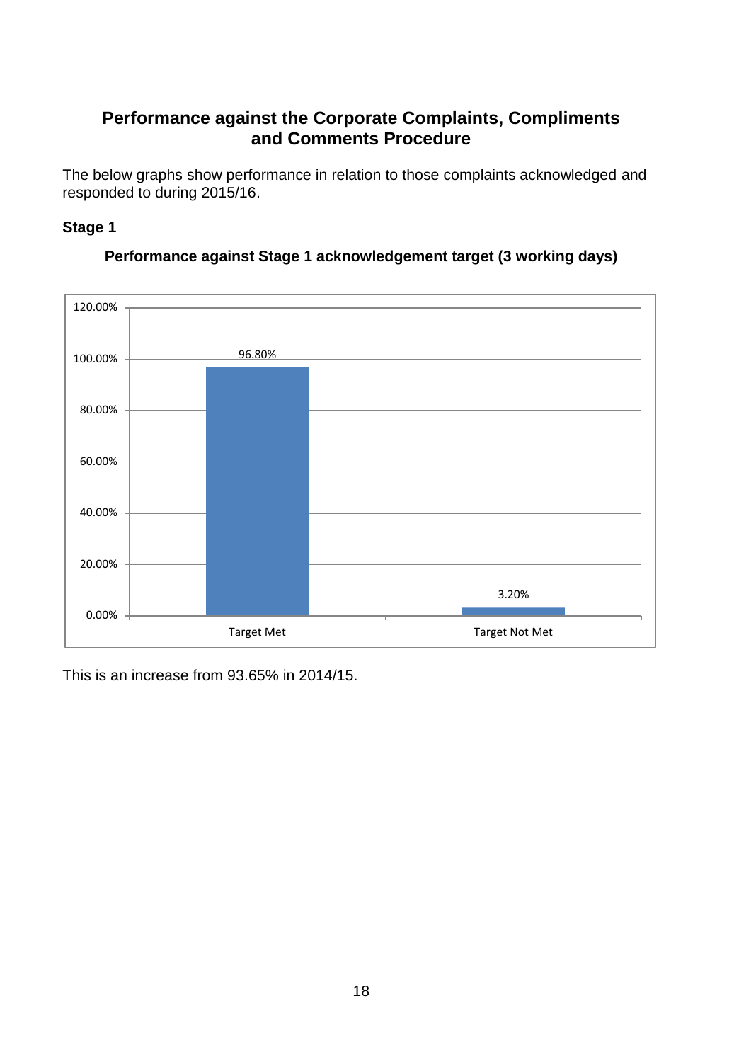## Performance against the Corporate Complaints, Compliments and Comments Procedure

The below graphs show performance in relation to those complaints acknowledged and responded to during 2015/16.

### Stage 1

**Performance against Stage 1 acknowledgement target (3 working days)**

| | Target Met | Target Not Met |
|---|---|---|
| Percentage | 96.80% | 3.20% |

This is an increase from 93.65% in 2014/15.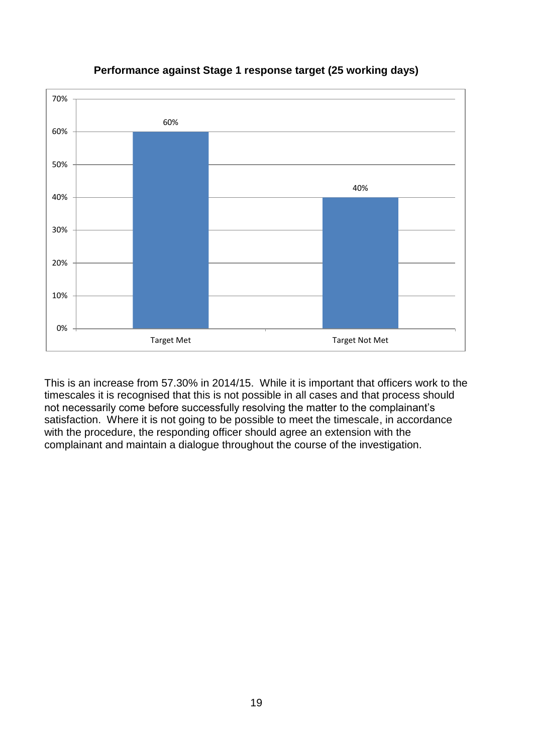**Performance against Stage 1 response target (25 working days)**

| | Percentage |
|---|---|
| Target Met | 60% |
| Target Not Met | 40% |

This is an increase from 57.30% in 2014/15. While it is important that officers work to the timescales it is recognised that this is not possible in all cases and that process should not necessarily come before successfully resolving the matter to the complainant's satisfaction. Where it is not going to be possible to meet the timescale, in accordance with the procedure, the responding officer should agree an extension with the complainant and maintain a dialogue throughout the course of the investigation.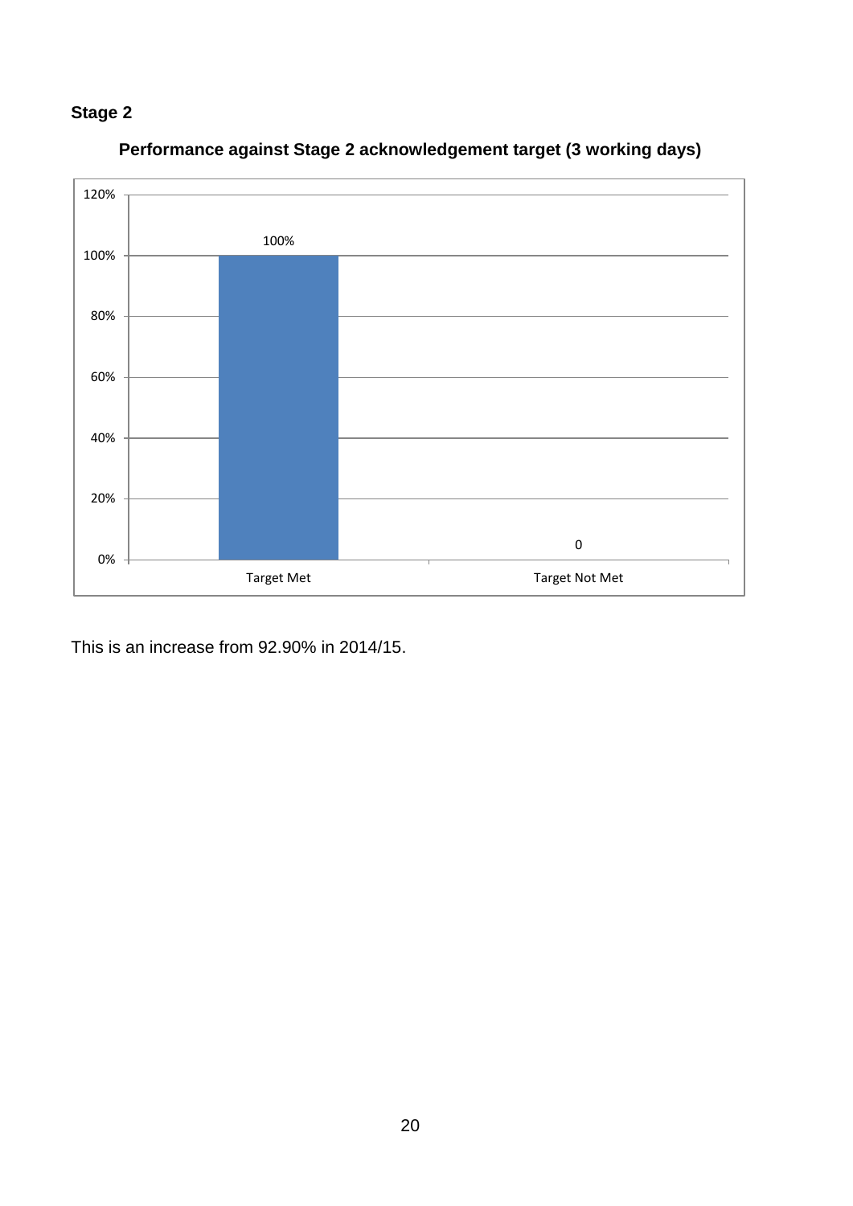**Stage 2**

**Performance against Stage 2 acknowledgement target (3 working days)**

| | Target Met | Target Not Met |
|---|---|---|
| Performance | 100% | 0 |

This is an increase from 92.90% in 2014/15.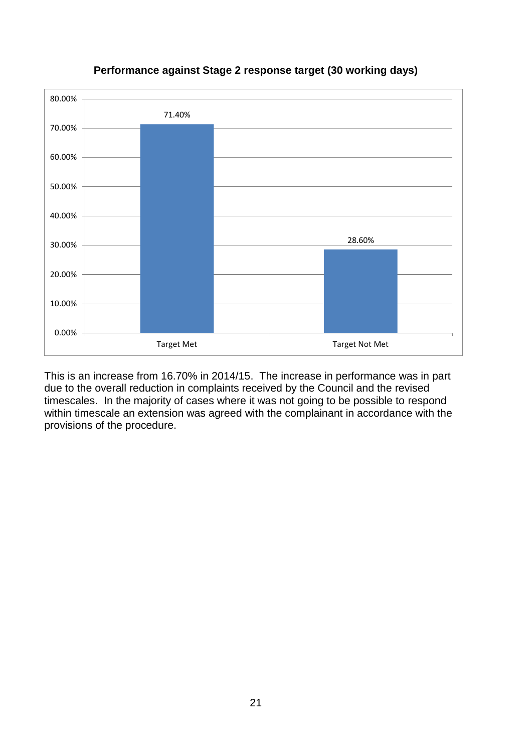**Performance against Stage 2 response target (30 working days)**

80.00%
70.00%
60.00%
50.00%
40.00%
30.00%
20.00%
10.00%
0.00%

71.40%
28.60%

Target Met
Target Not Met

This is an increase from 16.70% in 2014/15. The increase in performance was in part due to the overall reduction in complaints received by the Council and the revised timescales. In the majority of cases where it was not going to be possible to respond within timescale an extension was agreed with the complainant in accordance with the provisions of the procedure.